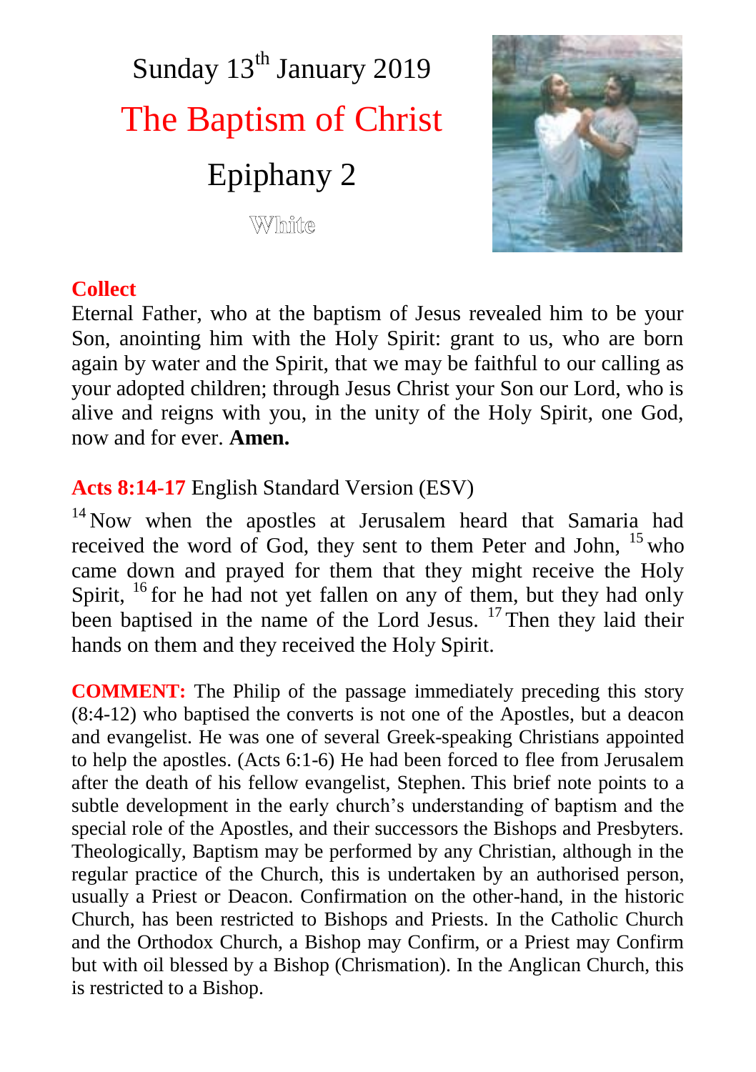# Sunday 13th January 2019

# The Baptism of Christ

# Epiphany 2

White

**Collect**

Eternal Father, who at the baptism of Jesus revealed him to be your Son, anointing him with the Holy Spirit: grant to us, who are born again by water and the Spirit, that we may be faithful to our calling as your adopted children; through Jesus Christ your Son our Lord, who is alive and reigns with you, in the unity of the Holy Spirit, one God, now and for ever. **Amen.**

**Acts 8:14-17** English Standard Version (ESV)

[14] Now when the apostles at Jerusalem heard that Samaria had received the word of God, they sent to them Peter and John, [15] who came down and prayed for them that they might receive the Holy Spirit, [16] for he had not yet fallen on any of them, but they had only been baptised in the name of the Lord Jesus. [17] Then they laid their hands on them and they received the Holy Spirit.

**COMMENT:** The Philip of the passage immediately preceding this story (8:4-12) who baptised the converts is not one of the Apostles, but a deacon and evangelist. He was one of several Greek-speaking Christians appointed to help the apostles. (Acts 6:1-6) He had been forced to flee from Jerusalem after the death of his fellow evangelist, Stephen. This brief note points to a subtle development in the early church's understanding of baptism and the special role of the Apostles, and their successors the Bishops and Presbyters. Theologically, Baptism may be performed by any Christian, although in the regular practice of the Church, this is undertaken by an authorised person, usually a Priest or Deacon. Confirmation on the other-hand, in the historic Church, has been restricted to Bishops and Priests. In the Catholic Church and the Orthodox Church, a Bishop may Confirm, or a Priest may Confirm but with oil blessed by a Bishop (Chrismation). In the Anglican Church, this is restricted to a Bishop.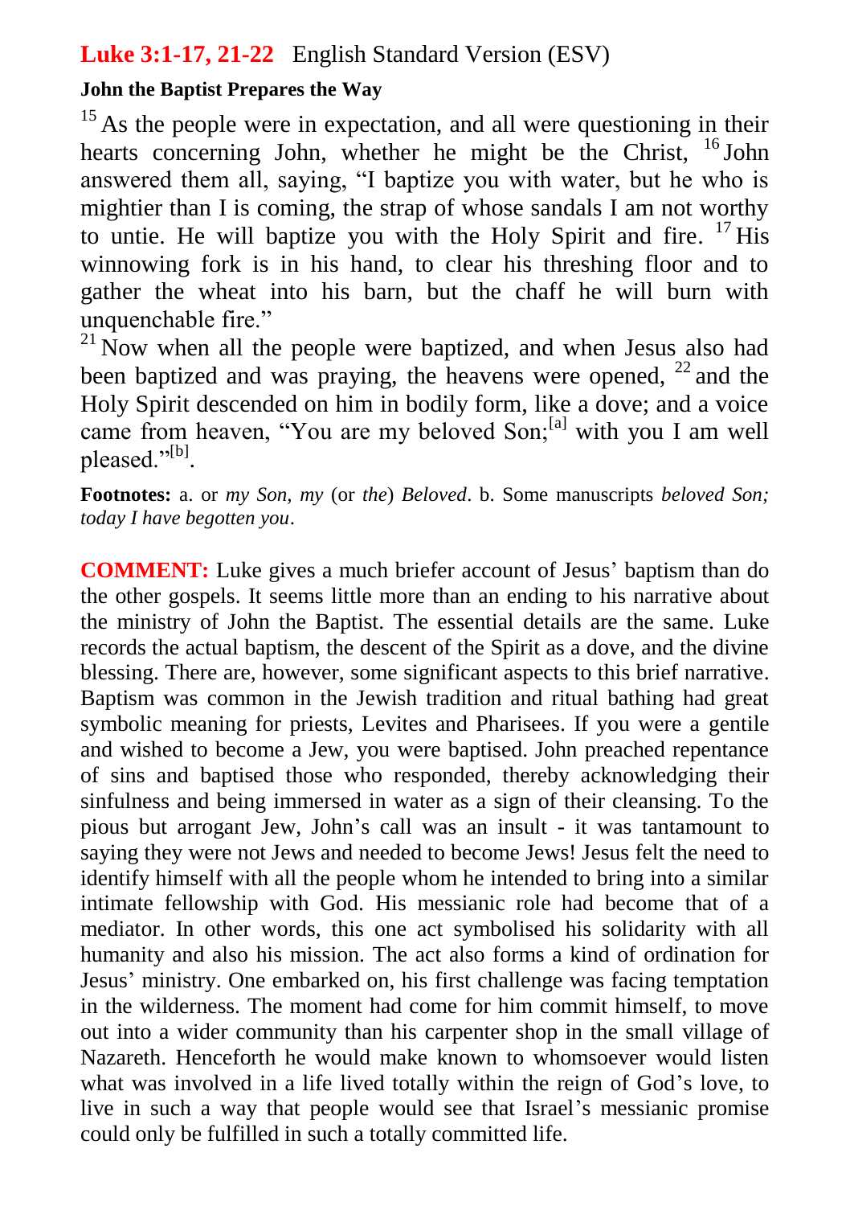## **Luke 3:1-17, 21-22** English Standard Version (ESV)

**John the Baptist Prepares the Way**

[15] As the people were in expectation, and all were questioning in their hearts concerning John, whether he might be the Christ, [16] John answered them all, saying, "I baptize you with water, but he who is mightier than I is coming, the strap of whose sandals I am not worthy to untie. He will baptize you with the Holy Spirit and fire. [17] His winnowing fork is in his hand, to clear his threshing floor and to gather the wheat into his barn, but the chaff he will burn with unquenchable fire."

[21] Now when all the people were baptized, and when Jesus also had been baptized and was praying, the heavens were opened, [22] and the Holy Spirit descended on him in bodily form, like a dove; and a voice came from heaven, "You are my beloved Son;[a] with you I am well pleased."[b].

**Footnotes:** a. or *my Son, my* (or *the*) *Beloved*. b. Some manuscripts *beloved Son; today I have begotten you*.

**COMMENT:** Luke gives a much briefer account of Jesus' baptism than do the other gospels. It seems little more than an ending to his narrative about the ministry of John the Baptist. The essential details are the same. Luke records the actual baptism, the descent of the Spirit as a dove, and the divine blessing. There are, however, some significant aspects to this brief narrative. Baptism was common in the Jewish tradition and ritual bathing had great symbolic meaning for priests, Levites and Pharisees. If you were a gentile and wished to become a Jew, you were baptised. John preached repentance of sins and baptised those who responded, thereby acknowledging their sinfulness and being immersed in water as a sign of their cleansing. To the pious but arrogant Jew, John's call was an insult - it was tantamount to saying they were not Jews and needed to become Jews! Jesus felt the need to identify himself with all the people whom he intended to bring into a similar intimate fellowship with God. His messianic role had become that of a mediator. In other words, this one act symbolised his solidarity with all humanity and also his mission. The act also forms a kind of ordination for Jesus' ministry. One embarked on, his first challenge was facing temptation in the wilderness. The moment had come for him commit himself, to move out into a wider community than his carpenter shop in the small village of Nazareth. Henceforth he would make known to whomsoever would listen what was involved in a life lived totally within the reign of God's love, to live in such a way that people would see that Israel's messianic promise could only be fulfilled in such a totally committed life.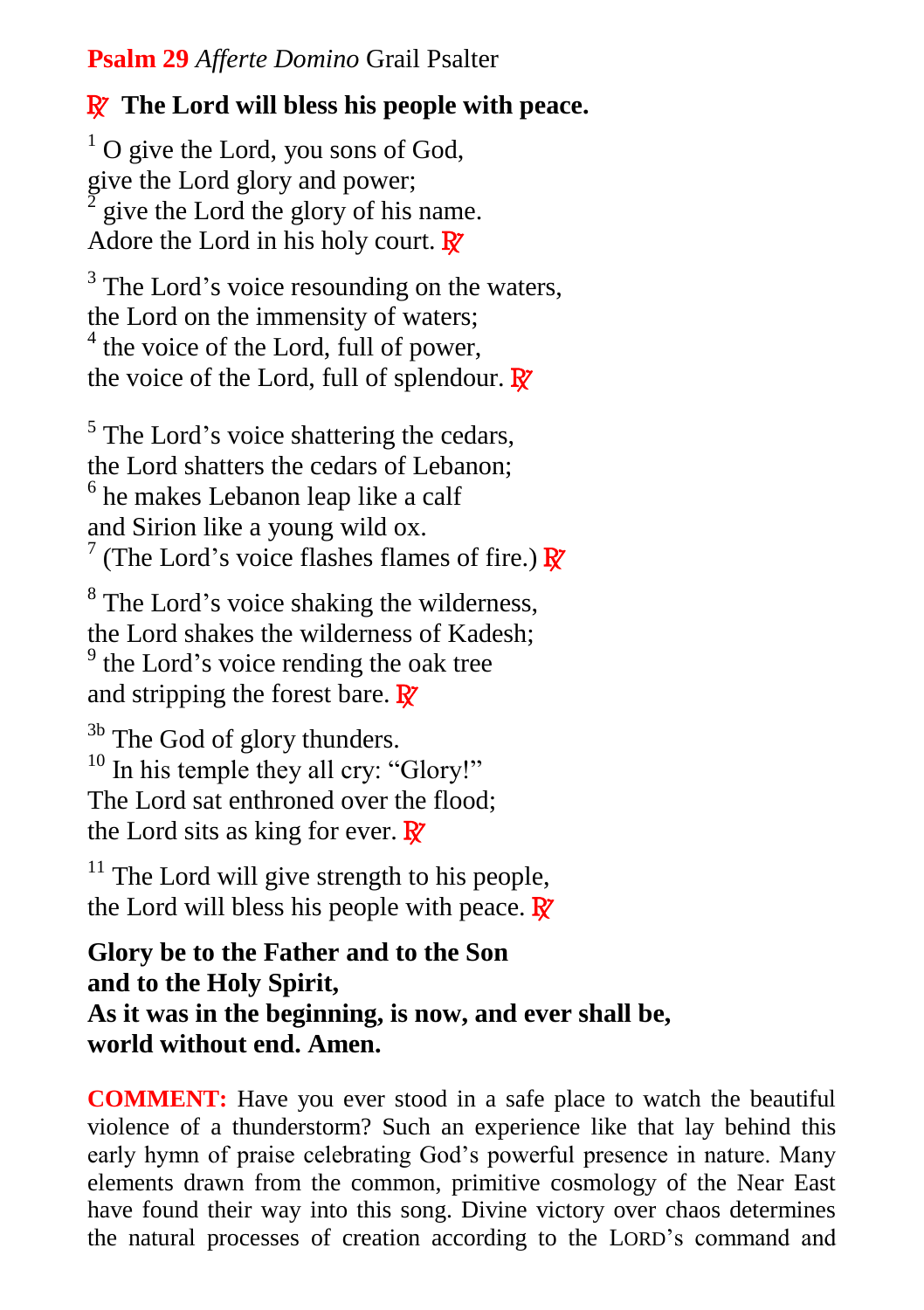**Psalm 29** *Afferte Domino* Grail Psalter

**℟ The Lord will bless his people with peace.**

[1] O give the Lord, you sons of God,
give the Lord glory and power;
[2] give the Lord the glory of his name.
Adore the Lord in his holy court. ℟

[3] The Lord's voice resounding on the waters,
the Lord on the immensity of waters;
[4] the voice of the Lord, full of power,
the voice of the Lord, full of splendour. ℟

[5] The Lord's voice shattering the cedars,
the Lord shatters the cedars of Lebanon;
[6] he makes Lebanon leap like a calf
and Sirion like a young wild ox.
[7] (The Lord's voice flashes flames of fire.) ℟

[8] The Lord's voice shaking the wilderness,
the Lord shakes the wilderness of Kadesh;
[9] the Lord's voice rending the oak tree
and stripping the forest bare. ℟

[3b] The God of glory thunders.
[10] In his temple they all cry: "Glory!"
The Lord sat enthroned over the flood;
the Lord sits as king for ever. ℟

[11] The Lord will give strength to his people,
the Lord will bless his people with peace. ℟

**Glory be to the Father and to the Son
and to the Holy Spirit,
As it was in the beginning, is now, and ever shall be,
world without end. Amen.**

**COMMENT:** Have you ever stood in a safe place to watch the beautiful violence of a thunderstorm? Such an experience like that lay behind this early hymn of praise celebrating God's powerful presence in nature. Many elements drawn from the common, primitive cosmology of the Near East have found their way into this song. Divine victory over chaos determines the natural processes of creation according to the LORD's command and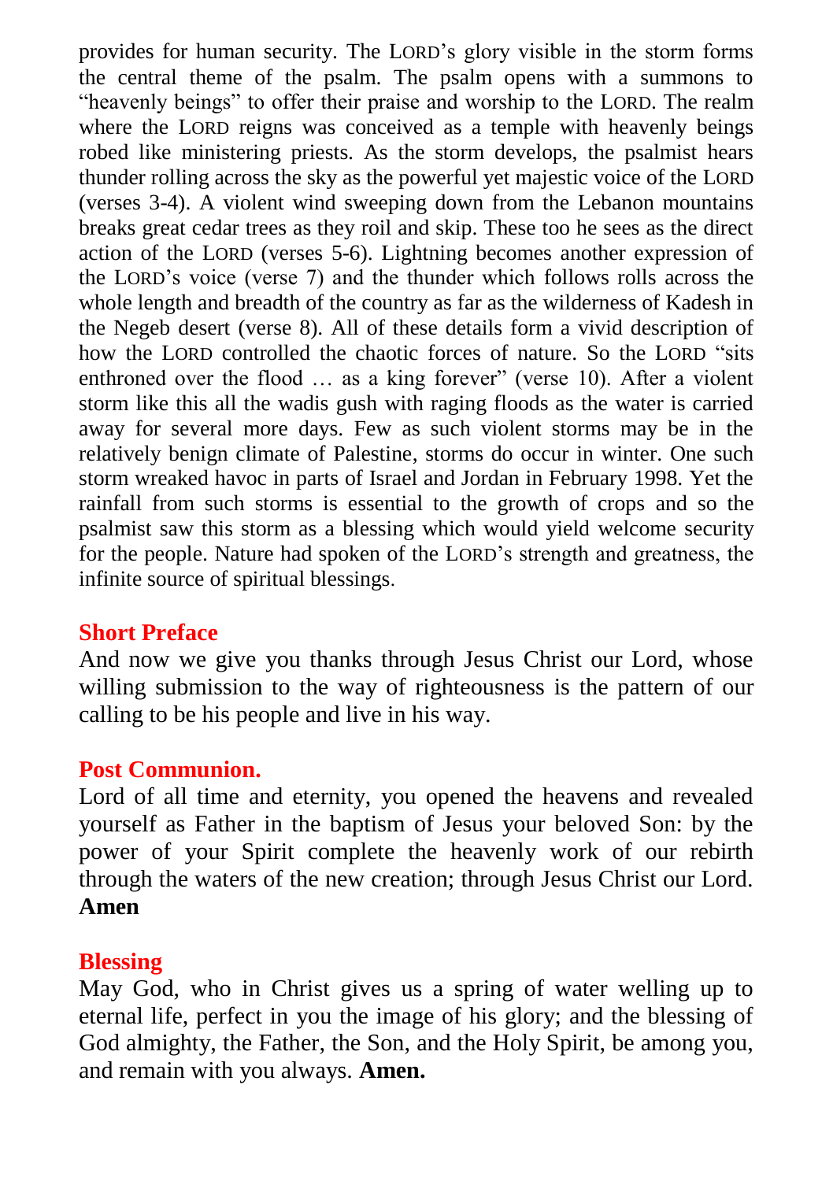provides for human security. The LORD's glory visible in the storm forms the central theme of the psalm. The psalm opens with a summons to "heavenly beings" to offer their praise and worship to the LORD. The realm where the LORD reigns was conceived as a temple with heavenly beings robed like ministering priests. As the storm develops, the psalmist hears thunder rolling across the sky as the powerful yet majestic voice of the LORD (verses 3-4). A violent wind sweeping down from the Lebanon mountains breaks great cedar trees as they roil and skip. These too he sees as the direct action of the LORD (verses 5-6). Lightning becomes another expression of the LORD's voice (verse 7) and the thunder which follows rolls across the whole length and breadth of the country as far as the wilderness of Kadesh in the Negeb desert (verse 8). All of these details form a vivid description of how the LORD controlled the chaotic forces of nature. So the LORD "sits enthroned over the flood … as a king forever" (verse 10). After a violent storm like this all the wadis gush with raging floods as the water is carried away for several more days. Few as such violent storms may be in the relatively benign climate of Palestine, storms do occur in winter. One such storm wreaked havoc in parts of Israel and Jordan in February 1998. Yet the rainfall from such storms is essential to the growth of crops and so the psalmist saw this storm as a blessing which would yield welcome security for the people. Nature had spoken of the LORD's strength and greatness, the infinite source of spiritual blessings.

## Short Preface

And now we give you thanks through Jesus Christ our Lord, whose willing submission to the way of righteousness is the pattern of our calling to be his people and live in his way.

## Post Communion.

Lord of all time and eternity, you opened the heavens and revealed yourself as Father in the baptism of Jesus your beloved Son: by the power of your Spirit complete the heavenly work of our rebirth through the waters of the new creation; through Jesus Christ our Lord. **Amen**

## Blessing

May God, who in Christ gives us a spring of water welling up to eternal life, perfect in you the image of his glory; and the blessing of God almighty, the Father, the Son, and the Holy Spirit, be among you, and remain with you always. **Amen.**